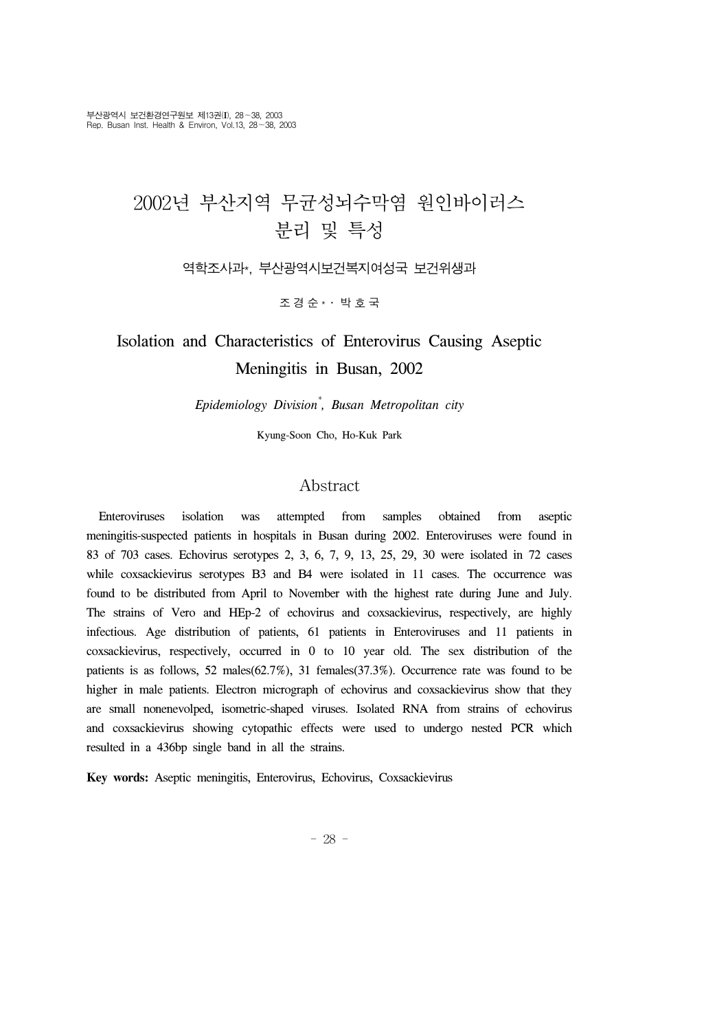# 2002년 부산지역 무균성뇌수막염 원인바이러스 분리 및 특성

역학조사과*, 부산광역시보건복지여성국 보건위생과

조 경 순 * · 박 호 국

# Isolation and Characteristics of Enterovirus Causing Aseptic Meningitis in Busan, 2002

*Epidemiology Division*[*]*, Busan Metropolitan city*

Kyung-Soon Cho, Ho-Kuk Park

## Abstract

Enteroviruses isolation was attempted from samples obtained from aseptic meningitis-suspected patients in hospitals in Busan during 2002. Enteroviruses were found in 83 of 703 cases. Echovirus serotypes 2, 3, 6, 7, 9, 13, 25, 29, 30 were isolated in 72 cases while coxsackievirus serotypes B3 and B4 were isolated in 11 cases. The occurrence was found to be distributed from April to November with the highest rate during June and July. The strains of Vero and HEp-2 of echovirus and coxsackievirus, respectively, are highly infectious. Age distribution of patients, 61 patients in Enteroviruses and 11 patients in coxsackievirus, respectively, occurred in 0 to 10 year old. The sex distribution of the patients is as follows, 52 males(62.7%), 31 females(37.3%). Occurrence rate was found to be higher in male patients. Electron micrograph of echovirus and coxsackievirus show that they are small nonenevolped, isometric-shaped viruses. Isolated RNA from strains of echovirus and coxsackievirus showing cytopathic effects were used to undergo nested PCR which resulted in a 436bp single band in all the strains.

**Key words:** Aseptic meningitis, Enterovirus, Echovirus, Coxsackievirus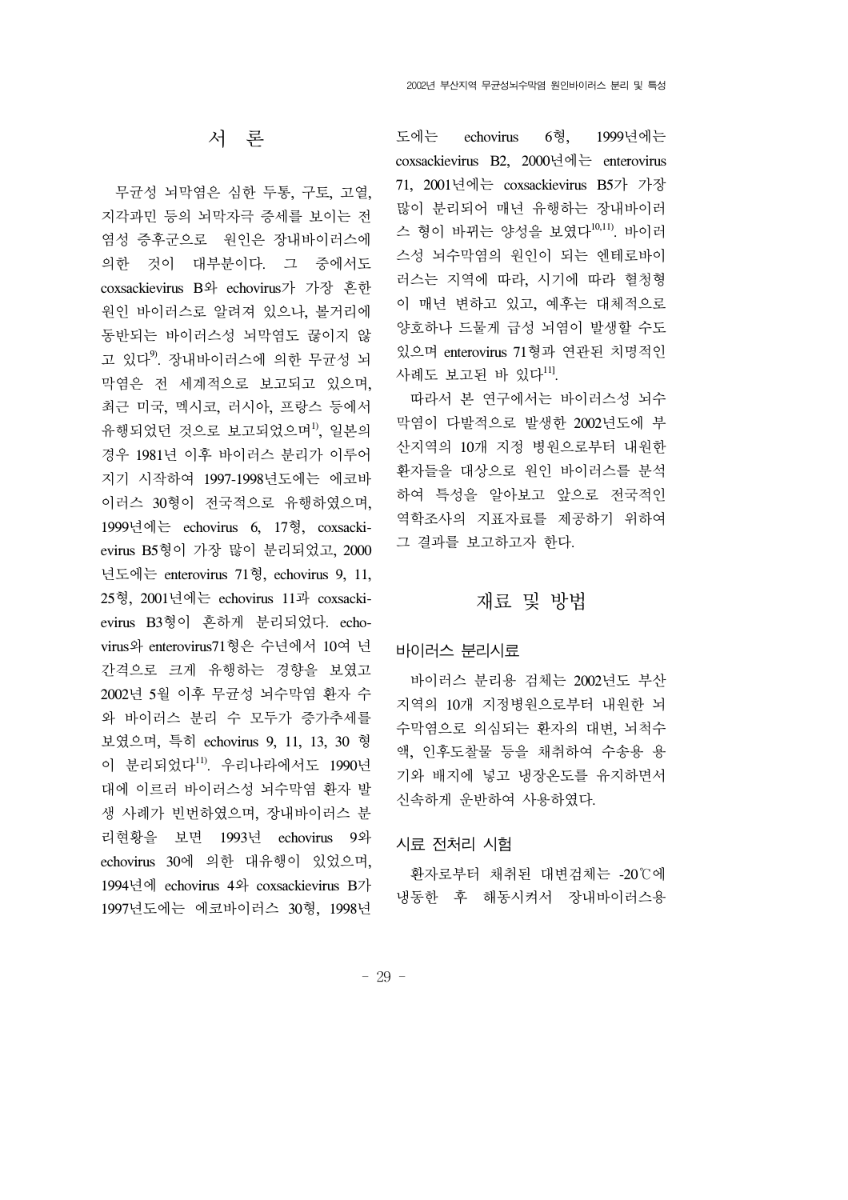## 서 론

무균성 뇌막염은 심한 두통, 구토, 고열, 지각과민 등의 뇌막자극 증세를 보이는 전염성 증후군으로 원인은 장내바이러스에 의한 것이 대부분이다. 그 중에서도 coxsackievirus B와 echovirus가 가장 흔한 원인 바이러스로 알려져 있으나, 볼거리에 동반되는 바이러스성 뇌막염도 끊이지 않고 있다[9]. 장내바이러스에 의한 무균성 뇌막염은 전 세계적으로 보고되고 있으며, 최근 미국, 멕시코, 러시아, 프랑스 등에서 유행되었던 것으로 보고되었으며[1], 일본의 경우 1981년 이후 바이러스 분리가 이루어지기 시작하여 1997-1998년도에는 에코바이러스 30형이 전국적으로 유행하였으며, 1999년에는 echovirus 6, 17형, coxsackievirus B5형이 가장 많이 분리되었고, 2000년도에는 enterovirus 71형, echovirus 9, 11, 25형, 2001년에는 echovirus 11과 coxsackievirus B3형이 흔하게 분리되었다. echovirus와 enterovirus71형은 수년에서 10여 년 간격으로 크게 유행하는 경향을 보였고 2002년 5월 이후 무균성 뇌수막염 환자 수와 바이러스 분리 수 모두가 증가추세를 보였으며, 특히 echovirus 9, 11, 13, 30 형이 분리되었다[11]. 우리나라에서도 1990년대에 이르러 바이러스성 뇌수막염 환자 발생 사례가 빈번하였으며, 장내바이러스 분리현황을 보면 1993년 echovirus 9와 echovirus 30에 의한 대유행이 있었으며, 1994년에 echovirus 4와 coxsackievirus B가 1997년도에는 에코바이러스 30형, 1998년도에는 echovirus 6형, 1999년에는 coxsackievirus B2, 2000년에는 enterovirus 71, 2001년에는 coxsackievirus B5가 가장 많이 분리되어 매년 유행하는 장내바이러스 형이 바뀌는 양성을 보였다[10,11]. 바이러스성 뇌수막염의 원인이 되는 엔테로바이러스는 지역에 따라, 시기에 따라 혈청형이 매년 변하고 있고, 예후는 대체적으로 양호하나 드물게 급성 뇌염이 발생할 수도 있으며 enterovirus 71형과 연관된 치명적인 사례도 보고된 바 있다[11].

따라서 본 연구에서는 바이러스성 뇌수막염이 다발적으로 발생한 2002년도에 부산지역의 10개 지정 병원으로부터 내원한 환자들을 대상으로 원인 바이러스를 분석하여 특성을 알아보고 앞으로 전국적인 역학조사의 지표자료를 제공하기 위하여 그 결과를 보고하고자 한다.

## 재료 및 방법

### 바이러스 분리시료

바이러스 분리용 검체는 2002년도 부산지역의 10개 지정병원으로부터 내원한 뇌수막염으로 의심되는 환자의 대변, 뇌척수액, 인후도찰물 등을 채취하여 수송용 용기와 배지에 넣고 냉장온도를 유지하면서 신속하게 운반하여 사용하였다.

### 시료 전처리 시험

환자로부터 채취된 대변검체는 -20℃에 냉동한 후 해동시켜서 장내바이러스용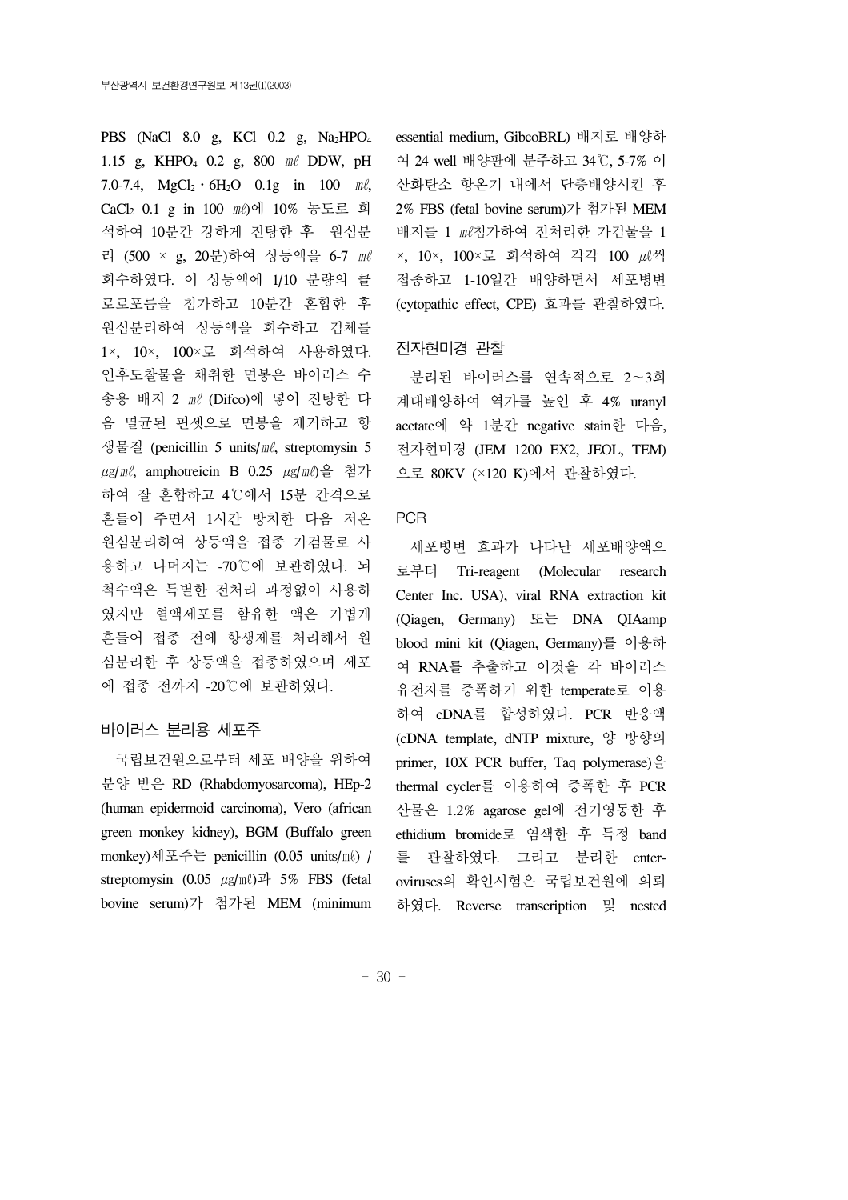PBS (NaCl 8.0 g, KCl 0.2 g, $Na_2HPO_4$ 1.15 g, $KHPO_4$ 0.2 g, 800 ㎖ DDW, pH 7.0-7.4, $MgCl_2 \cdot 6H_2O$ 0.1g in 100 ㎖, $CaCl_2$ 0.1 g in 100 ㎖)에 10% 농도로 희석하여 10분간 강하게 진탕한 후 원심분리 (500 × g, 20분)하여 상등액을 6-7 ㎖ 회수하였다. 이 상등액에 1/10 분량의 클로로포름을 첨가하고 10분간 혼합한 후 원심분리하여 상등액을 회수하고 검체를 1×, 10×, 100×로 희석하여 사용하였다. 인후도찰물을 채취한 면봉은 바이러스 수송용 배지 2 ㎖ (Difco)에 넣어 진탕한 다음 멸균된 핀셋으로 면봉을 제거하고 항생물질 (penicillin 5 units/㎖, streptomysin 5 ㎍/㎖, amphotreicin B 0.25 ㎍/㎖)을 첨가하여 잘 혼합하고 4℃에서 15분 간격으로 흔들어 주면서 1시간 방치한 다음 저온 원심분리하여 상등액을 접종 가검물로 사용하고 나머지는 -70℃에 보관하였다. 뇌척수액은 특별한 전처리 과정없이 사용하였지만 혈액세포를 함유한 액은 가볍게 흔들어 접종 전에 항생제를 처리해서 원심분리한 후 상등액을 접종하였으며 세포에 접종 전까지 -20℃에 보관하였다.

## 바이러스 분리용 세포주

국립보건원으로부터 세포 배양을 위하여 분양 받은 RD (Rhabdomyosarcoma), HEp-2 (human epidermoid carcinoma), Vero (african green monkey kidney), BGM (Buffalo green monkey)세포주는 penicillin (0.05 units/㎖) / streptomysin (0.05 ㎍/㎖)과 5% FBS (fetal bovine serum)가 첨가된 MEM (minimum essential medium, GibcoBRL) 배지로 배양하여 24 well 배양판에 분주하고 34℃, 5-7% 이산화탄소 항온기 내에서 단층배양시킨 후 2% FBS (fetal bovine serum)가 첨가된 MEM 배지를 1 ㎖첨가하여 전처리한 가검물을 1×, 10×, 100×로 희석하여 각각 100 ㎕씩 접종하고 1-10일간 배양하면서 세포병변 (cytopathic effect, CPE) 효과를 관찰하였다.

## 전자현미경 관찰

분리된 바이러스를 연속적으로 2~3회 계대배양하여 역가를 높인 후 4% uranyl acetate에 약 1분간 negative stain한 다음, 전자현미경 (JEM 1200 EX2, JEOL, TEM)으로 80KV (×120 K)에서 관찰하였다.

## PCR

세포병변 효과가 나타난 세포배양액으로부터 Tri-reagent (Molecular research Center Inc. USA), viral RNA extraction kit (Qiagen, Germany) 또는 DNA QIAamp blood mini kit (Qiagen, Germany)를 이용하여 RNA를 추출하고 이것을 각 바이러스 유전자를 증폭하기 위한 temperate로 이용하여 cDNA를 합성하였다. PCR 반응액 (cDNA template, dNTP mixture, 양 방향의 primer, 10X PCR buffer, Taq polymerase)을 thermal cycler를 이용하여 증폭한 후 PCR 산물은 1.2% agarose gel에 전기영동한 후 ethidium bromide로 염색한 후 특정 band를 관찰하였다. 그리고 분리한 enteroviruses의 확인시험은 국립보건원에 의뢰하였다. Reverse transcription 및 nested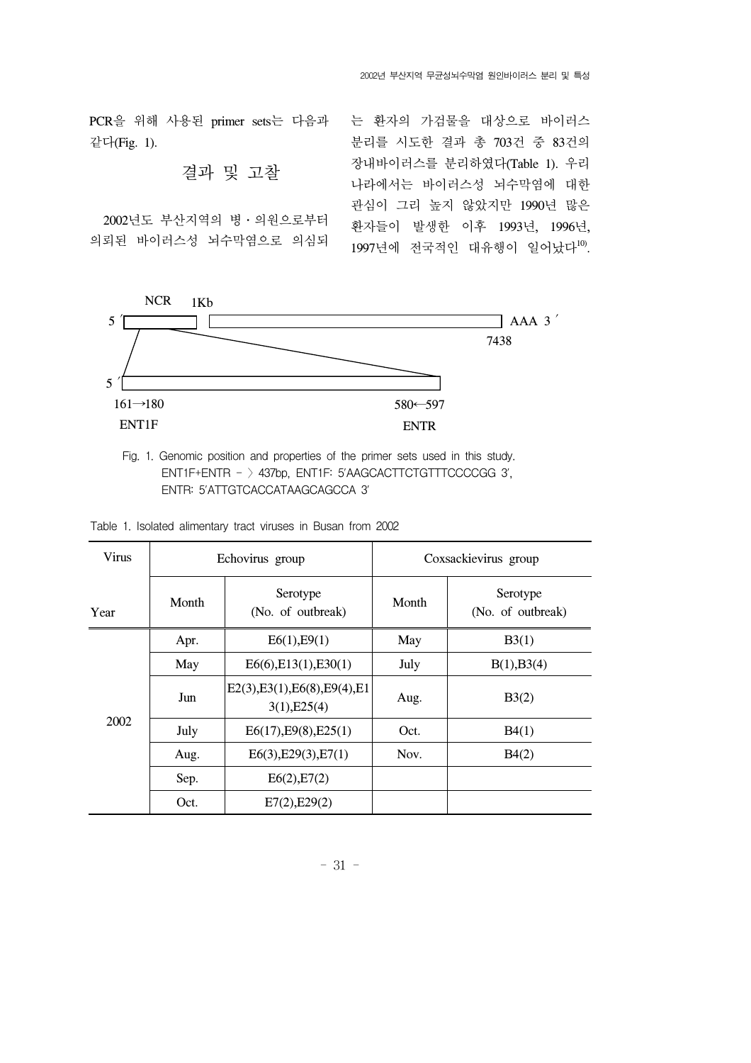PCR을 위해 사용된 primer sets는 다음과 같다(Fig. 1).

## 결과 및 고찰

2002년도 부산지역의 병・의원으로부터 의뢰된 바이러스성 뇌수막염으로 의심되는 환자의 가검물을 대상으로 바이러스 분리를 시도한 결과 총 703건 중 83건의 장내바이러스를 분리하였다(Table 1). 우리나라에서는 바이러스성 뇌수막염에 대한 관심이 그리 높지 않았지만 1990년 많은 환자들이 발생한 이후 1993년, 1996년, 1997년에 전국적인 대유행이 일어났다[10].

NCR 1Kb

5′ AAA 3′

7438

5′

161→180 580←597

ENT1F ENTR

Fig. 1. Genomic position and properties of the primer sets used in this study. ENT1F+ENTR － 〉 437bp, ENT1F: 5′AAGCACTTCTGTTTCCCCGG 3′, ENTR: 5′ATTGTCACCATAAGCAGCCA 3′

Table 1. Isolated alimentary tract viruses in Busan from 2002

| Virus / Year | Echovirus group | | Coxsackievirus group | |
|---|---|---|---|---|
| | Month | Serotype (No. of outbreak) | Month | Serotype (No. of outbreak) |
| 2002 | Apr. | E6(1),E9(1) | May | B3(1) |
| | May | E6(6),E13(1),E30(1) | July | B(1),B3(4) |
| | Jun | E2(3),E3(1),E6(8),E9(4),E13(1),E25(4) | Aug. | B3(2) |
| | July | E6(17),E9(8),E25(1) | Oct. | B4(1) |
| | Aug. | E6(3),E29(3),E7(1) | Nov. | B4(2) |
| | Sep. | E6(2),E7(2) | | |
| | Oct. | E7(2),E29(2) | | |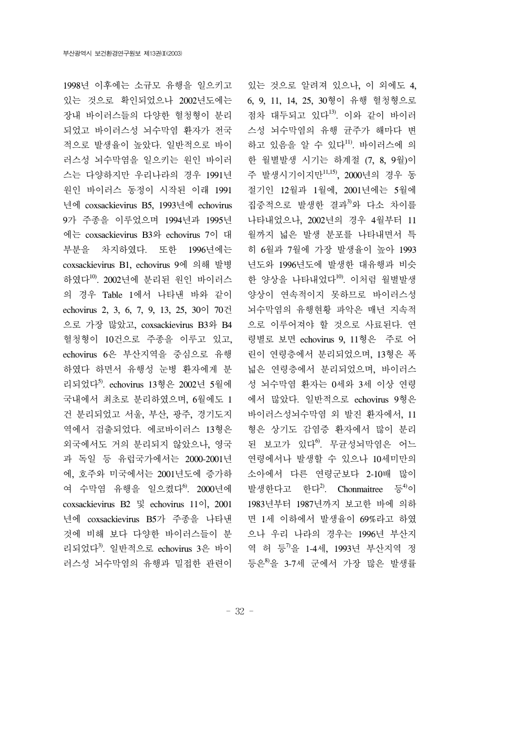1998년 이후에는 소규모 유행을 일으키고 있는 것으로 확인되었으나 2002년도에는 장내 바이러스들의 다양한 혈청형이 분리되었고 바이러스성 뇌수막염 환자가 전국적으로 발생율이 높았다. 일반적으로 바이러스성 뇌수막염을 일으키는 원인 바이러스는 다양하지만 우리나라의 경우 1991년 원인 바이러스 동정이 시작된 이래 1991년에 coxsackievirus B5, 1993년에 echovirus 9가 주종을 이루었으며 1994년과 1995년에는 coxsackievirus B3와 echovirus 7이 대부분을 차지하였다. 또한 1996년에는 coxsackievirus B1, echovirus 9에 의해 발병하였다[10]. 2002년에 분리된 원인 바이러스의 경우 Table 1에서 나타낸 바와 같이 echovirus 2, 3, 6, 7, 9, 13, 25, 30이 70건으로 가장 많았고, coxsackievirus B3와 B4 혈청형이 10건으로 주종을 이루고 있고, echovirus 6은 부산지역을 중심으로 유행하였다 하면서 유행성 눈병 환자에게 분리되었다[5]. echovirus 13형은 2002년 5월에 국내에서 최초로 분리하였으며, 6월에도 1건 분리되었고 서울, 부산, 광주, 경기도지역에서 검출되었다. 에코바이러스 13형은 외국에서도 거의 분리되지 않았으나, 영국과 독일 등 유럽국가에서는 2000-2001년에, 호주와 미국에서는 2001년도에 증가하여 수막염 유행을 일으켰다[6]. 2000년에 coxsackievirus B2 및 echovirus 11이, 2001년에 coxsackievirus B5가 주종을 나타낸 것에 비해 보다 다양한 바이러스들이 분리되었다[3]. 일반적으로 echovirus 3은 바이러스성 뇌수막염의 유행과 밀접한 관련이 있는 것으로 알려져 있으나, 이 외에도 4, 6, 9, 11, 14, 25, 30형이 유행 혈청형으로 점차 대두되고 있다[13]. 이와 같이 바이러스성 뇌수막염의 유행 균주가 해마다 변하고 있음을 알 수 있다[11]. 바이러스에 의한 월별발생 시기는 하계절 (7, 8, 9월)이 주 발생시기이지만[11,15], 2000년의 경우 동절기인 12월과 1월에, 2001년에는 5월에 집중적으로 발생한 결과[3]와 다소 차이를 나타내었으나, 2002년의 경우 4월부터 11월까지 넓은 발생 분포를 나타내면서 특히 6월과 7월에 가장 발생율이 높아 1993년도와 1996년도에 발생한 대유행과 비슷한 양상을 나타내었다[10]. 이처럼 월별발생 양상이 연속적이지 못하므로 바이러스성 뇌수막염의 유행현황 파악은 매년 지속적으로 이루어져야 할 것으로 사료된다. 연령별로 보면 echovirus 9, 11형은 주로 어린이 연령층에서 분리되었으며, 13형은 폭넓은 연령층에서 분리되었으며, 바이러스성 뇌수막염 환자는 0세와 3세 이상 연령에서 많았다. 일반적으로 echovirus 9형은 바이러스성뇌수막염 외 발진 환자에서, 11형은 상기도 감염증 환자에서 많이 분리된 보고가 있다[6]. 무균성뇌막염은 어느 연령에서나 발생할 수 있으나 10세미만의 소아에서 다른 연령군보다 2-10배 많이 발생한다고 한다[2]. Chonmaitree 등[4]이 1983년부터 1987년까지 보고한 바에 의하면 1세 이하에서 발생율이 69%라고 하였으나 우리 나라의 경우는 1996년 부산지역 허 등[7]을 1-4세, 1993년 부산지역 정 등은[8]을 3-7세 군에서 가장 많은 발생률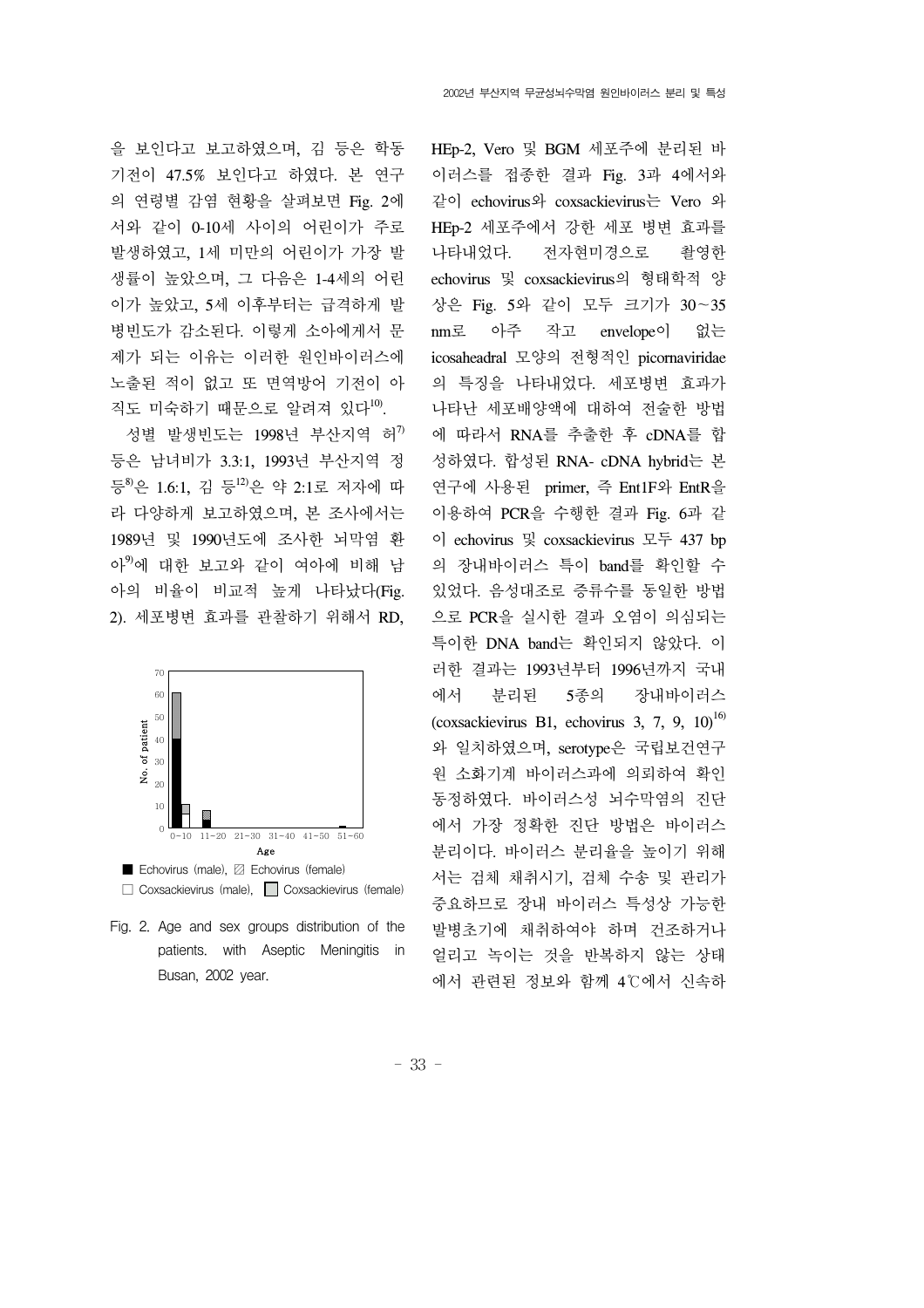을 보인다고 보고하였으며, 김 등은 학동기전이 47.5% 보인다고 하였다. 본 연구의 연령별 감염 현황을 살펴보면 Fig. 2에서와 같이 0-10세 사이의 어린이가 주로 발생하였고, 1세 미만의 어린이가 가장 발생률이 높았으며, 그 다음은 1-4세의 어린이가 높았고, 5세 이후부터는 급격하게 발병빈도가 감소된다. 이렇게 소아에게서 문제가 되는 이유는 이러한 원인바이러스에 노출된 적이 없고 또 면역방어 기전이 아직도 미숙하기 때문으로 알려져 있다[10].

성별 발생빈도는 1998년 부산지역 허[7] 등은 남녀비가 3.3:1, 1993년 부산지역 정 등[8]은 1.6:1, 김 등[12]은 약 2:1로 저자에 따라 다양하게 보고하였으며, 본 조사에서는 1989년 및 1990년도에 조사한 뇌막염 환아[9]에 대한 보고와 같이 여아에 비해 남아의 비율이 비교적 높게 나타났다(Fig. 2). 세포병변 효과를 관찰하기 위해서 RD, HEp-2, Vero 및 BGM 세포주에 분리된 바이러스를 접종한 결과 Fig. 3과 4에서와 같이 echovirus와 coxsackievirus는 Vero 와 HEp-2 세포주에서 강한 세포 병변 효과를 나타내었다. 전자현미경으로 촬영한 echovirus 및 coxsackievirus의 형태학적 양상은 Fig. 5와 같이 모두 크기가 30～35 nm로 아주 작고 envelope이 없는 icosaheadral 모양의 전형적인 picornaviridae의 특징을 나타내었다. 세포병변 효과가 나타난 세포배양액에 대하여 전술한 방법에 따라서 RNA를 추출한 후 cDNA를 합성하였다. 합성된 RNA- cDNA hybrid는 본 연구에 사용된 primer, 즉 Ent1F와 EntR을 이용하여 PCR을 수행한 결과 Fig. 6과 같이 echovirus 및 coxsackievirus 모두 437 bp의 장내바이러스 특이 band를 확인할 수 있었다. 음성대조로 증류수를 동일한 방법으로 PCR을 실시한 결과 오염이 의심되는 특이한 DNA band는 확인되지 않았다. 이러한 결과는 1993년부터 1996년까지 국내에서 분리된 5종의 장내바이러스(coxsackievirus B1, echovirus 3, 7, 9, 10)[16]와 일치하였으며, serotype은 국립보건연구원 소화기계 바이러스과에 의뢰하여 확인 동정하였다. 바이러스성 뇌수막염의 진단에서 가장 정확한 진단 방법은 바이러스 분리이다. 바이러스 분리율을 높이기 위해서는 검체 채취시기, 검체 수송 및 관리가 중요하므로 장내 바이러스 특성상 가능한 발병초기에 채취하여야 하며 건조하거나 얼리고 녹이는 것을 반복하지 않는 상태에서 관련된 정보와 함께 4℃에서 신속하

■ Echovirus (male), ▨ Echovirus (female)
□ Coxsackievirus (male), ▩ Coxsackievirus (female)

Fig. 2. Age and sex groups distribution of the patients. with Aseptic Meningitis in Busan, 2002 year.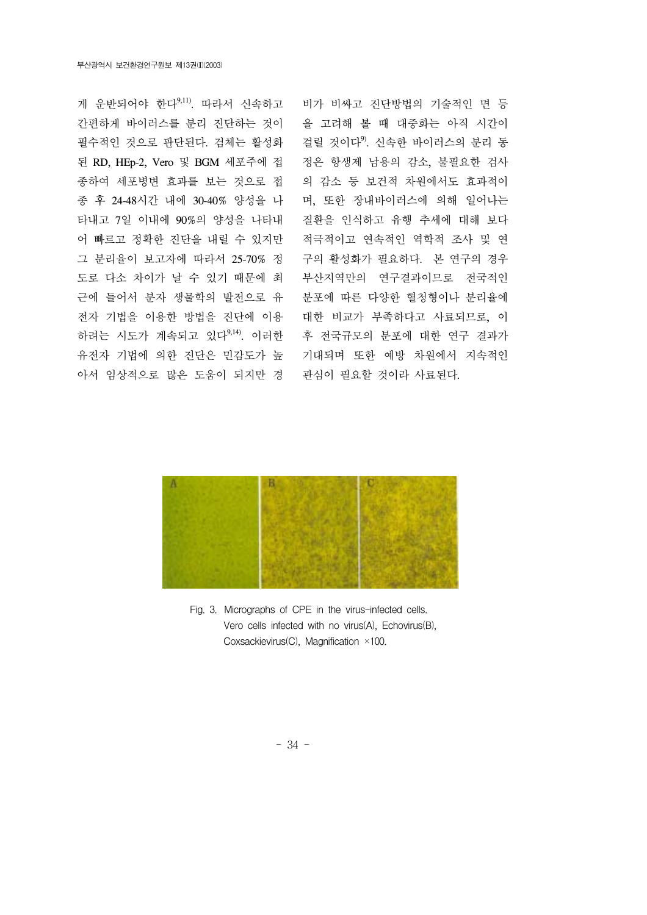게 운반되어야 한다[9,11]. 따라서 신속하고 간편하게 바이러스를 분리 진단하는 것이 필수적인 것으로 판단된다. 검체는 활성화된 RD, HEp-2, Vero 및 BGM 세포주에 접종하여 세포병변 효과를 보는 것으로 접종 후 24-48시간 내에 30-40% 양성을 나타내고 7일 이내에 90%의 양성을 나타내어 빠르고 정확한 진단을 내릴 수 있지만 그 분리율이 보고자에 따라서 25-70% 정도로 다소 차이가 날 수 있기 때문에 최근에 들어서 분자 생물학의 발전으로 유전자 기법을 이용한 방법을 진단에 이용하려는 시도가 계속되고 있다[9,14]. 이러한 유전자 기법에 의한 진단은 민감도가 높아서 임상적으로 많은 도움이 되지만 경비가 비싸고 진단방법의 기술적인 면 등을 고려해 볼 때 대중화는 아직 시간이 걸릴 것이다[9]. 신속한 바이러스의 분리 동정은 항생제 남용의 감소, 불필요한 검사의 감소 등 보건적 차원에서도 효과적이며, 또한 장내바이러스에 의해 일어나는 질환을 인식하고 유행 추세에 대해 보다 적극적이고 연속적인 역학적 조사 및 연구의 활성화가 필요하다. 본 연구의 경우 부산지역만의 연구결과이므로 전국적인 분포에 따른 다양한 혈청형이나 분리율에 대한 비교가 부족하다고 사료되므로, 이후 전국규모의 분포에 대한 연구 결과가 기대되며 또한 예방 차원에서 지속적인 관심이 필요할 것이라 사료된다.

Fig. 3. Micrographs of CPE in the virus-infected cells. Vero cells infected with no virus(A), Echovirus(B), Coxsackievirus(C), Magnification ×100.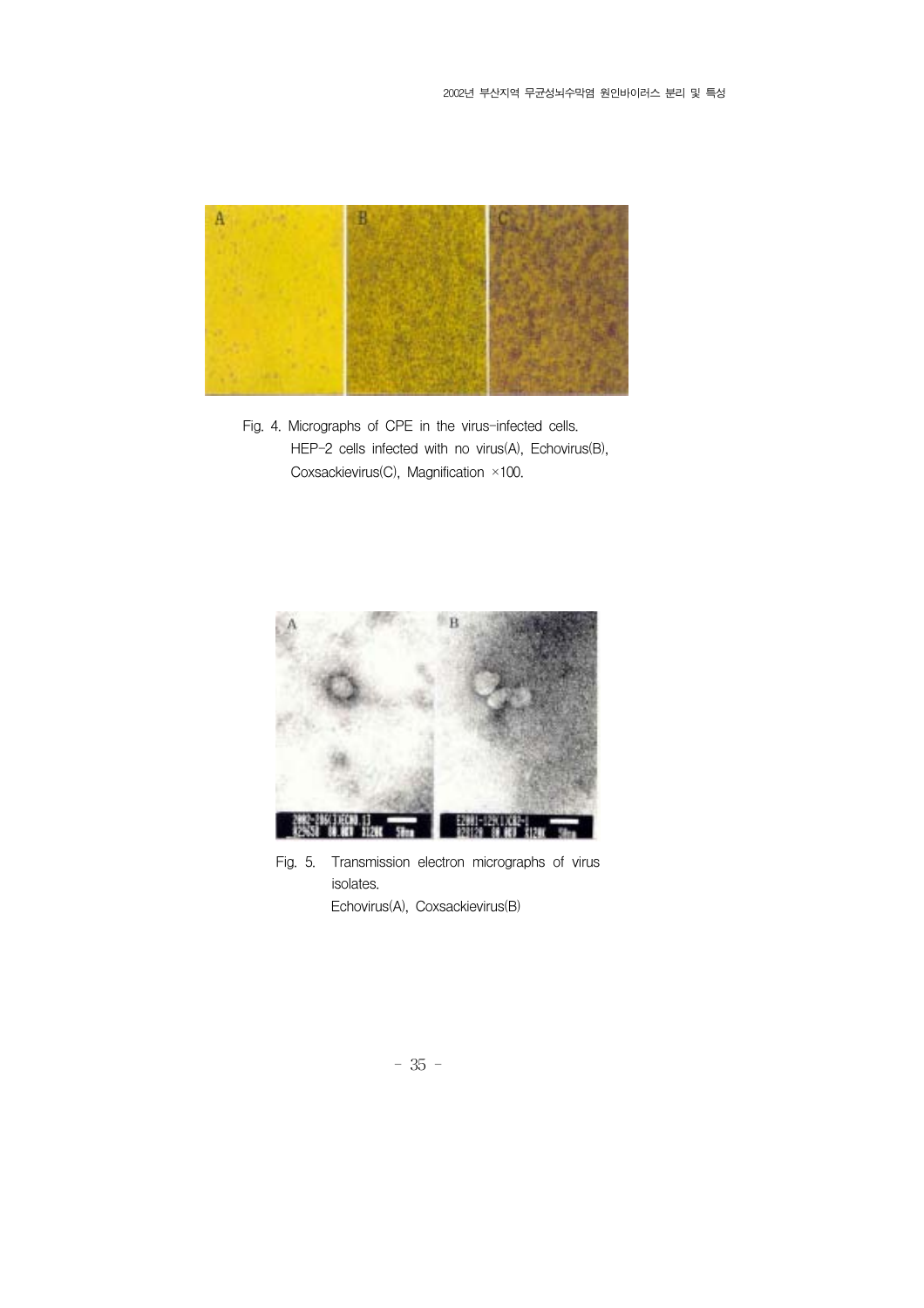Fig. 4. Micrographs of CPE in the virus-infected cells. HEP-2 cells infected with no virus(A), Echovirus(B), Coxsackievirus(C), Magnification ×100.

Fig. 5. Transmission electron micrographs of virus isolates. Echovirus(A), Coxsackievirus(B)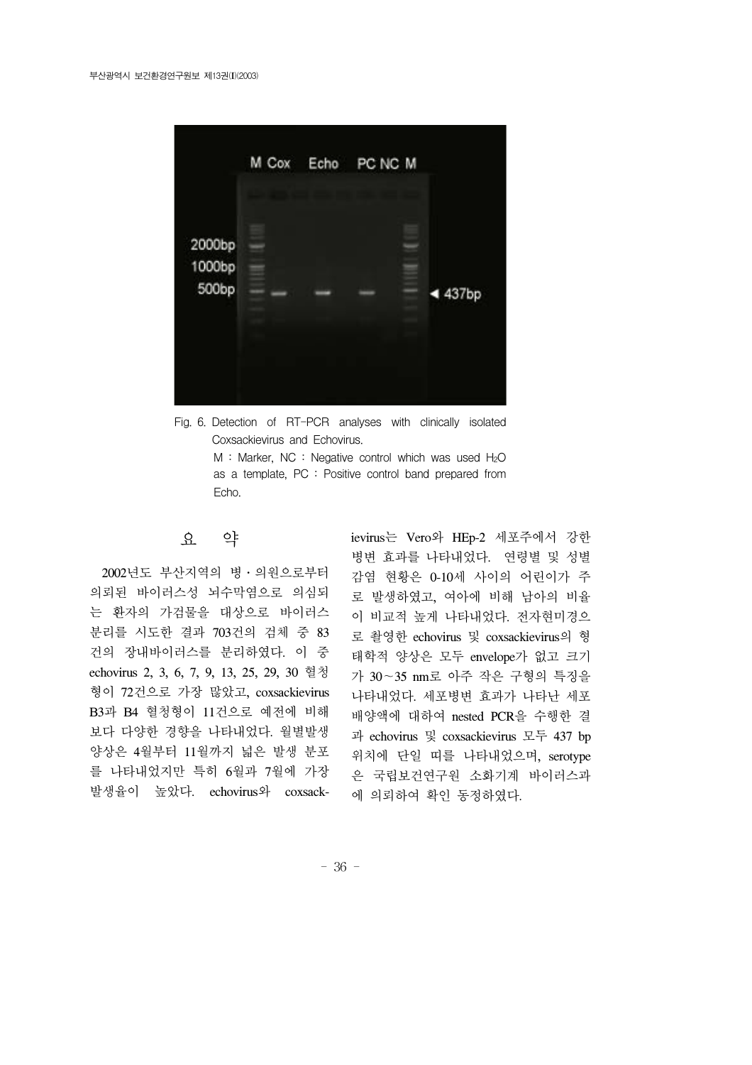Fig. 6. Detection of RT-PCR analyses with clinically isolated Coxsackievirus and Echovirus.
M : Marker, NC : Negative control which was used $H_2O$ as a template, PC : Positive control band prepared from Echo.

## 요 약

2002년도 부산지역의 병・의원으로부터 의뢰된 바이러스성 뇌수막염으로 의심되는 환자의 가검물을 대상으로 바이러스 분리를 시도한 결과 703건의 검체 중 83건의 장내바이러스를 분리하였다. 이 중 echovirus 2, 3, 6, 7, 9, 13, 25, 29, 30 혈청형이 72건으로 가장 많았고, coxsackievirus B3과 B4 혈청형이 11건으로 예전에 비해 보다 다양한 경향을 나타내었다. 월별발생 양상은 4월부터 11월까지 넓은 발생 분포를 나타내었지만 특히 6월과 7월에 가장 발생율이 높았다. echovirus와 coxsackievirus는 Vero와 HEp-2 세포주에서 강한 병변 효과를 나타내었다. 연령별 및 성별 감염 현황은 0-10세 사이의 어린이가 주로 발생하였고, 여아에 비해 남아의 비율이 비교적 높게 나타내었다. 전자현미경으로 촬영한 echovirus 및 coxsackievirus의 형태학적 양상은 모두 envelope가 없고 크기가 30～35 nm로 아주 작은 구형의 특징을 나타내었다. 세포병변 효과가 나타난 세포배양액에 대하여 nested PCR을 수행한 결과 echovirus 및 coxsackievirus 모두 437 bp 위치에 단일 띠를 나타내었으며, serotype은 국립보건연구원 소화기계 바이러스과에 의뢰하여 확인 동정하였다.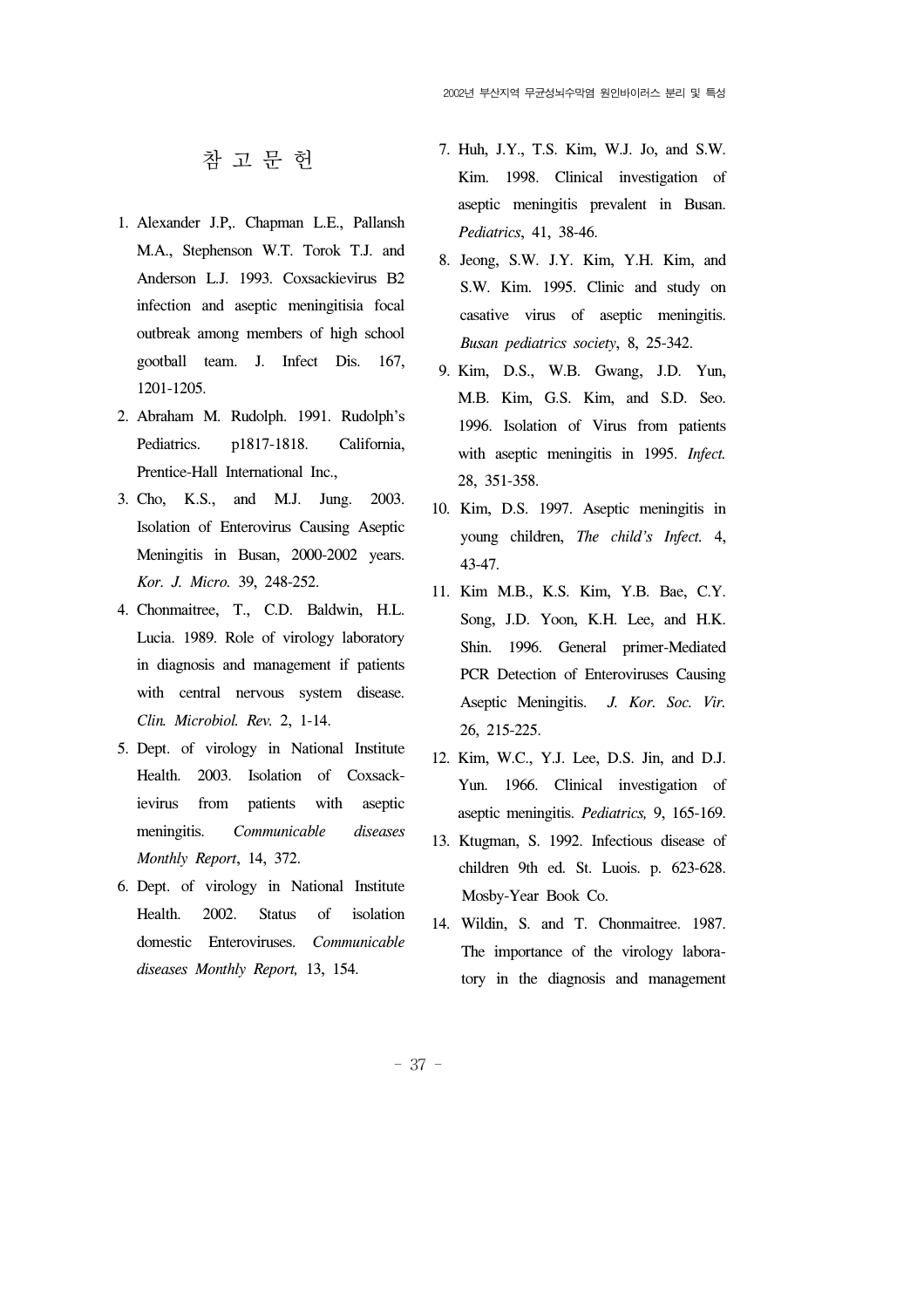# 참 고 문 헌

1. Alexander J.P,. Chapman L.E., Pallansh M.A., Stephenson W.T. Torok T.J. and Anderson L.J. 1993. Coxsackievirus B2 infection and aseptic meningitisia focal outbreak among members of high school gootball team. J. Infect Dis. 167, 1201-1205.
2. Abraham M. Rudolph. 1991. Rudolph's Pediatrics. p1817-1818. California, Prentice-Hall International Inc.,
3. Cho, K.S., and M.J. Jung. 2003. Isolation of Enterovirus Causing Aseptic Meningitis in Busan, 2000-2002 years. *Kor. J. Micro.* 39, 248-252.
4. Chonmaitree, T., C.D. Baldwin, H.L. Lucia. 1989. Role of virology laboratory in diagnosis and management if patients with central nervous system disease. *Clin. Microbiol. Rev.* 2, 1-14.
5. Dept. of virology in National Institute Health. 2003. Isolation of Coxsackievirus from patients with aseptic meningitis. *Communicable diseases Monthly Report*, 14, 372.
6. Dept. of virology in National Institute Health. 2002. Status of isolation domestic Enteroviruses. *Communicable diseases Monthly Report,* 13, 154.
7. Huh, J.Y., T.S. Kim, W.J. Jo, and S.W. Kim. 1998. Clinical investigation of aseptic meningitis prevalent in Busan. *Pediatrics*, 41, 38-46.
8. Jeong, S.W. J.Y. Kim, Y.H. Kim, and S.W. Kim. 1995. Clinic and study on casative virus of aseptic meningitis. *Busan pediatrics society*, 8, 25-342.
9. Kim, D.S., W.B. Gwang, J.D. Yun, M.B. Kim, G.S. Kim, and S.D. Seo. 1996. Isolation of Virus from patients with aseptic meningitis in 1995. *Infect.* 28, 351-358.
10. Kim, D.S. 1997. Aseptic meningitis in young children, *The child's Infect.* 4, 43-47.
11. Kim M.B., K.S. Kim, Y.B. Bae, C.Y. Song, J.D. Yoon, K.H. Lee, and H.K. Shin. 1996. General primer-Mediated PCR Detection of Enteroviruses Causing Aseptic Meningitis. *J. Kor. Soc. Vir.* 26, 215-225.
12. Kim, W.C., Y.J. Lee, D.S. Jin, and D.J. Yun. 1966. Clinical investigation of aseptic meningitis. *Pediatrics,* 9, 165-169.
13. Ktugman, S. 1992. Infectious disease of children 9th ed. St. Luois. p. 623-628. Mosby-Year Book Co.
14. Wildin, S. and T. Chonmaitree. 1987. The importance of the virology laboratory in the diagnosis and management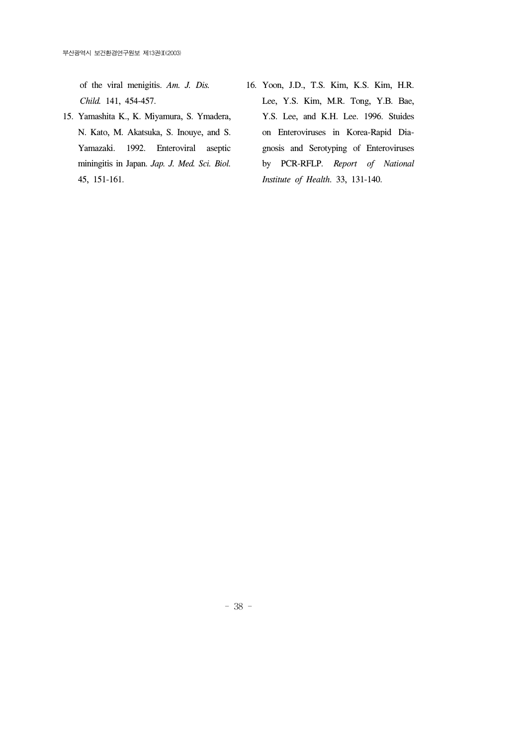of the viral menigitis. *Am. J. Dis. Child.* 141, 454-457.

15. Yamashita K., K. Miyamura, S. Ymadera, N. Kato, M. Akatsuka, S. Inouye, and S. Yamazaki. 1992. Enteroviral aseptic miningitis in Japan. *Jap. J. Med. Sci. Biol.* 45, 151-161.

16. Yoon, J.D., T.S. Kim, K.S. Kim, H.R. Lee, Y.S. Kim, M.R. Tong, Y.B. Bae, Y.S. Lee, and K.H. Lee. 1996. Stuides on Enteroviruses in Korea-Rapid Diagnosis and Serotyping of Enteroviruses by PCR-RFLP. *Report of National Institute of Health.* 33, 131-140.